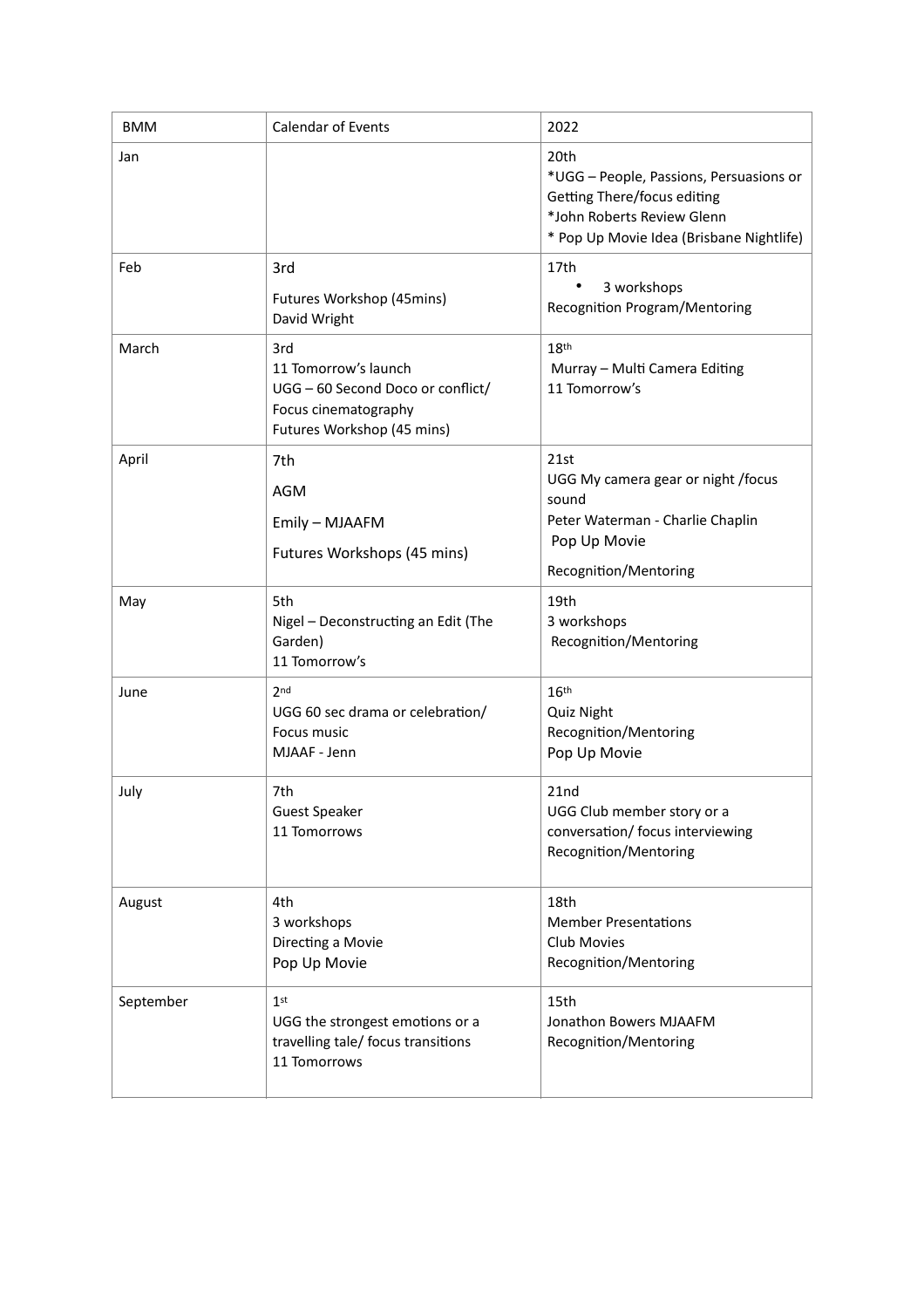| BMM | Calendar of Events | 2022 |
| --- | --- | --- |
| Jan | | 20th<br>*UGG – People, Passions, Persuasions or Getting There/focus editing<br>*John Roberts Review Glenn<br>* Pop Up Movie Idea (Brisbane Nightlife) |
| Feb | 3rd<br>Futures Workshop (45mins)<br>David Wright | 17th<br>• 3 workshops<br>Recognition Program/Mentoring |
| March | 3rd<br>11 Tomorrow's launch<br>UGG – 60 Second Doco or conflict/ Focus cinematography<br>Futures Workshop (45 mins) | 18th<br>Murray – Multi Camera Editing<br>11 Tomorrow's |
| April | 7th<br>AGM<br>Emily – MJAAFM<br>Futures Workshops (45 mins) | 21st<br>UGG My camera gear or night /focus sound<br>Peter Waterman - Charlie Chaplin<br>Pop Up Movie<br>Recognition/Mentoring |
| May | 5th<br>Nigel – Deconstructing an Edit (The Garden)<br>11 Tomorrow's | 19th<br>3 workshops<br>Recognition/Mentoring |
| June | 2nd<br>UGG 60 sec drama or celebration/ Focus music<br>MJAAF - Jenn | 16th<br>Quiz Night<br>Recognition/Mentoring<br>Pop Up Movie |
| July | 7th<br>Guest Speaker<br>11 Tomorrows | 21nd<br>UGG Club member story or a conversation/ focus interviewing<br>Recognition/Mentoring |
| August | 4th<br>3 workshops<br>Directing a Movie<br>Pop Up Movie | 18th<br>Member Presentations<br>Club Movies<br>Recognition/Mentoring |
| September | 1st<br>UGG the strongest emotions or a travelling tale/ focus transitions<br>11 Tomorrows | 15th<br>Jonathon Bowers MJAAFM<br>Recognition/Mentoring |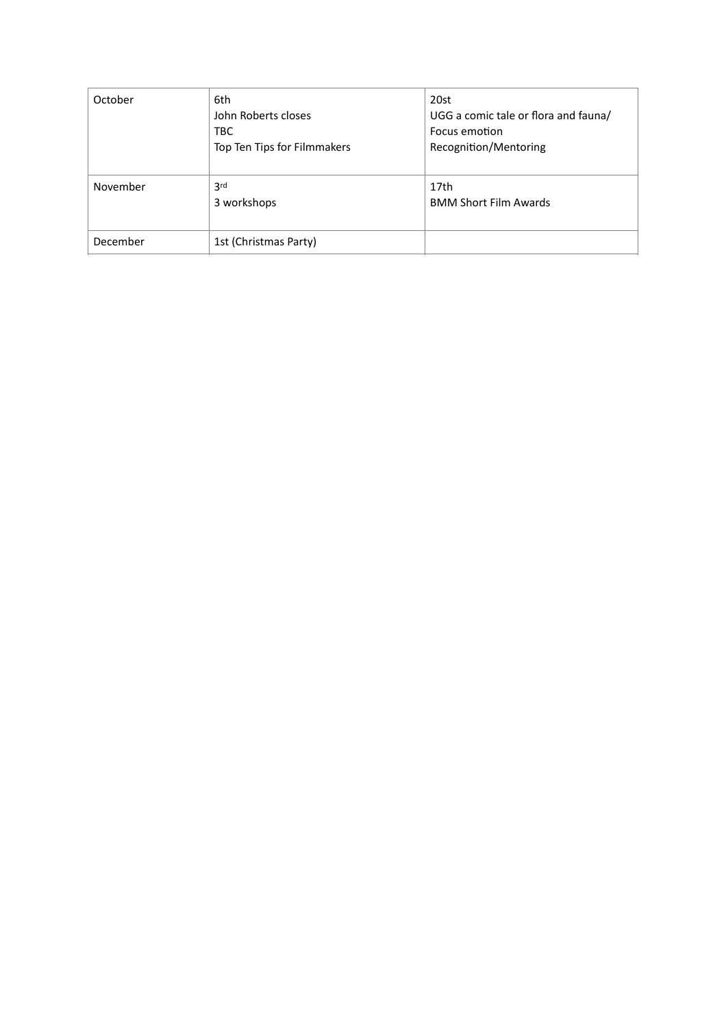| | | |
|---|---|---|
| October | 6th<br>John Roberts closes<br>TBC<br>Top Ten Tips for Filmmakers | 20st<br>UGG a comic tale or flora and fauna/<br>Focus emotion<br>Recognition/Mentoring |
| November | 3rd<br>3 workshops | 17th<br>BMM Short Film Awards |
| December | 1st (Christmas Party) | |